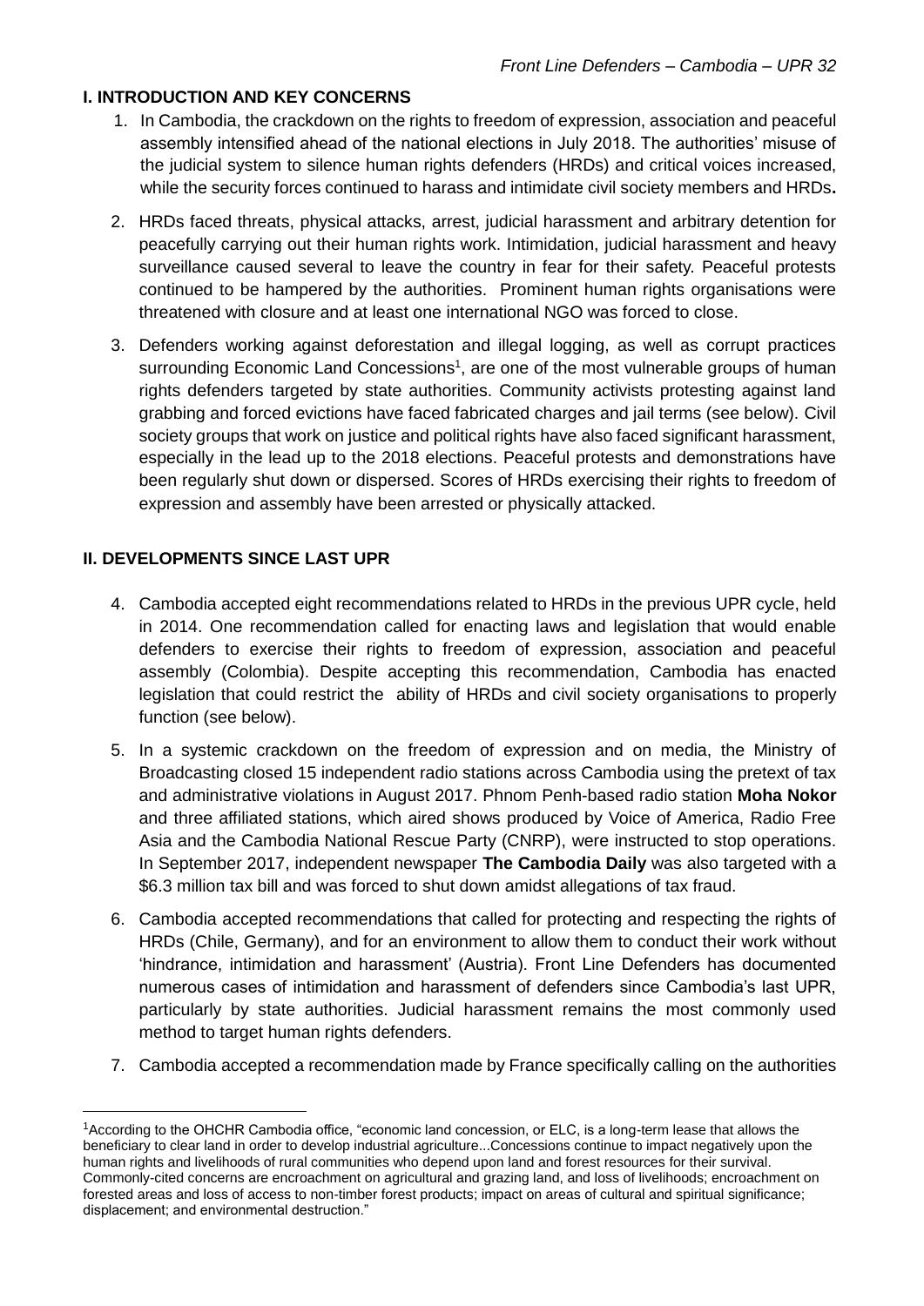## I. INTRODUCTION AND KEY CONCERNS

1. In Cambodia, the crackdown on the rights to freedom of expression, association and peaceful assembly intensified ahead of the national elections in July 2018. The authorities' misuse of the judicial system to silence human rights defenders (HRDs) and critical voices increased, while the security forces continued to harass and intimidate civil society members and HRDs**.**

2. HRDs faced threats, physical attacks, arrest, judicial harassment and arbitrary detention for peacefully carrying out their human rights work. Intimidation, judicial harassment and heavy surveillance caused several to leave the country in fear for their safety. Peaceful protests continued to be hampered by the authorities. Prominent human rights organisations were threatened with closure and at least one international NGO was forced to close.

3. Defenders working against deforestation and illegal logging, as well as corrupt practices surrounding Economic Land Concessions[1], are one of the most vulnerable groups of human rights defenders targeted by state authorities. Community activists protesting against land grabbing and forced evictions have faced fabricated charges and jail terms (see below). Civil society groups that work on justice and political rights have also faced significant harassment, especially in the lead up to the 2018 elections. Peaceful protests and demonstrations have been regularly shut down or dispersed. Scores of HRDs exercising their rights to freedom of expression and assembly have been arrested or physically attacked.

## II. DEVELOPMENTS SINCE LAST UPR

4. Cambodia accepted eight recommendations related to HRDs in the previous UPR cycle, held in 2014. One recommendation called for enacting laws and legislation that would enable defenders to exercise their rights to freedom of expression, association and peaceful assembly (Colombia). Despite accepting this recommendation, Cambodia has enacted legislation that could restrict the ability of HRDs and civil society organisations to properly function (see below).

5. In a systemic crackdown on the freedom of expression and on media, the Ministry of Broadcasting closed 15 independent radio stations across Cambodia using the pretext of tax and administrative violations in August 2017. Phnom Penh-based radio station **Moha Nokor** and three affiliated stations, which aired shows produced by Voice of America, Radio Free Asia and the Cambodia National Rescue Party (CNRP), were instructed to stop operations. In September 2017, independent newspaper **The Cambodia Daily** was also targeted with a \$6.3 million tax bill and was forced to shut down amidst allegations of tax fraud.

6. Cambodia accepted recommendations that called for protecting and respecting the rights of HRDs (Chile, Germany), and for an environment to allow them to conduct their work without 'hindrance, intimidation and harassment' (Austria). Front Line Defenders has documented numerous cases of intimidation and harassment of defenders since Cambodia's last UPR, particularly by state authorities. Judicial harassment remains the most commonly used method to target human rights defenders.

7. Cambodia accepted a recommendation made by France specifically calling on the authorities

---

[1] According to the OHCHR Cambodia office, "economic land concession, or ELC, is a long-term lease that allows the beneficiary to clear land in order to develop industrial agriculture...Concessions continue to impact negatively upon the human rights and livelihoods of rural communities who depend upon land and forest resources for their survival. Commonly-cited concerns are encroachment on agricultural and grazing land, and loss of livelihoods; encroachment on forested areas and loss of access to non-timber forest products; impact on areas of cultural and spiritual significance; displacement; and environmental destruction."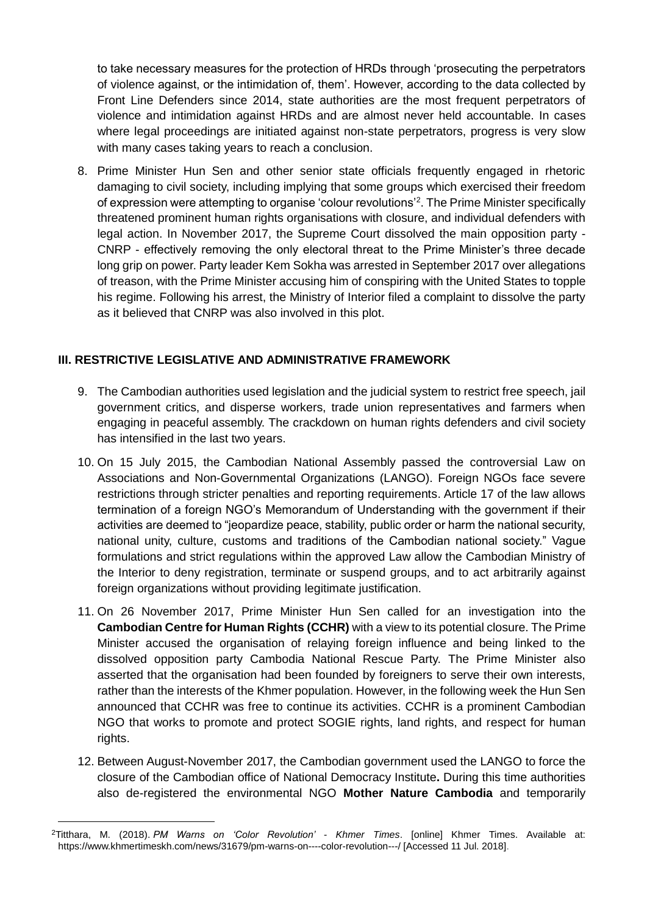to take necessary measures for the protection of HRDs through 'prosecuting the perpetrators of violence against, or the intimidation of, them'. However, according to the data collected by Front Line Defenders since 2014, state authorities are the most frequent perpetrators of violence and intimidation against HRDs and are almost never held accountable. In cases where legal proceedings are initiated against non-state perpetrators, progress is very slow with many cases taking years to reach a conclusion.

8. Prime Minister Hun Sen and other senior state officials frequently engaged in rhetoric damaging to civil society, including implying that some groups which exercised their freedom of expression were attempting to organise 'colour revolutions'[2]. The Prime Minister specifically threatened prominent human rights organisations with closure, and individual defenders with legal action. In November 2017, the Supreme Court dissolved the main opposition party - CNRP - effectively removing the only electoral threat to the Prime Minister's three decade long grip on power. Party leader Kem Sokha was arrested in September 2017 over allegations of treason, with the Prime Minister accusing him of conspiring with the United States to topple his regime. Following his arrest, the Ministry of Interior filed a complaint to dissolve the party as it believed that CNRP was also involved in this plot.

### III. RESTRICTIVE LEGISLATIVE AND ADMINISTRATIVE FRAMEWORK

9. The Cambodian authorities used legislation and the judicial system to restrict free speech, jail government critics, and disperse workers, trade union representatives and farmers when engaging in peaceful assembly. The crackdown on human rights defenders and civil society has intensified in the last two years.

10. On 15 July 2015, the Cambodian National Assembly passed the controversial Law on Associations and Non-Governmental Organizations (LANGO). Foreign NGOs face severe restrictions through stricter penalties and reporting requirements. Article 17 of the law allows termination of a foreign NGO's Memorandum of Understanding with the government if their activities are deemed to "jeopardize peace, stability, public order or harm the national security, national unity, culture, customs and traditions of the Cambodian national society." Vague formulations and strict regulations within the approved Law allow the Cambodian Ministry of the Interior to deny registration, terminate or suspend groups, and to act arbitrarily against foreign organizations without providing legitimate justification.

11. On 26 November 2017, Prime Minister Hun Sen called for an investigation into the **Cambodian Centre for Human Rights (CCHR)** with a view to its potential closure. The Prime Minister accused the organisation of relaying foreign influence and being linked to the dissolved opposition party Cambodia National Rescue Party. The Prime Minister also asserted that the organisation had been founded by foreigners to serve their own interests, rather than the interests of the Khmer population. However, in the following week the Hun Sen announced that CCHR was free to continue its activities. CCHR is a prominent Cambodian NGO that works to promote and protect SOGIE rights, land rights, and respect for human rights.

12. Between August-November 2017, the Cambodian government used the LANGO to force the closure of the Cambodian office of National Democracy Institute**.** During this time authorities also de-registered the environmental NGO **Mother Nature Cambodia** and temporarily

[2] Titthara, M. (2018). *PM Warns on 'Color Revolution' - Khmer Times*. [online] Khmer Times. Available at: https://www.khmertimeskh.com/news/31679/pm-warns-on----color-revolution---/ [Accessed 11 Jul. 2018].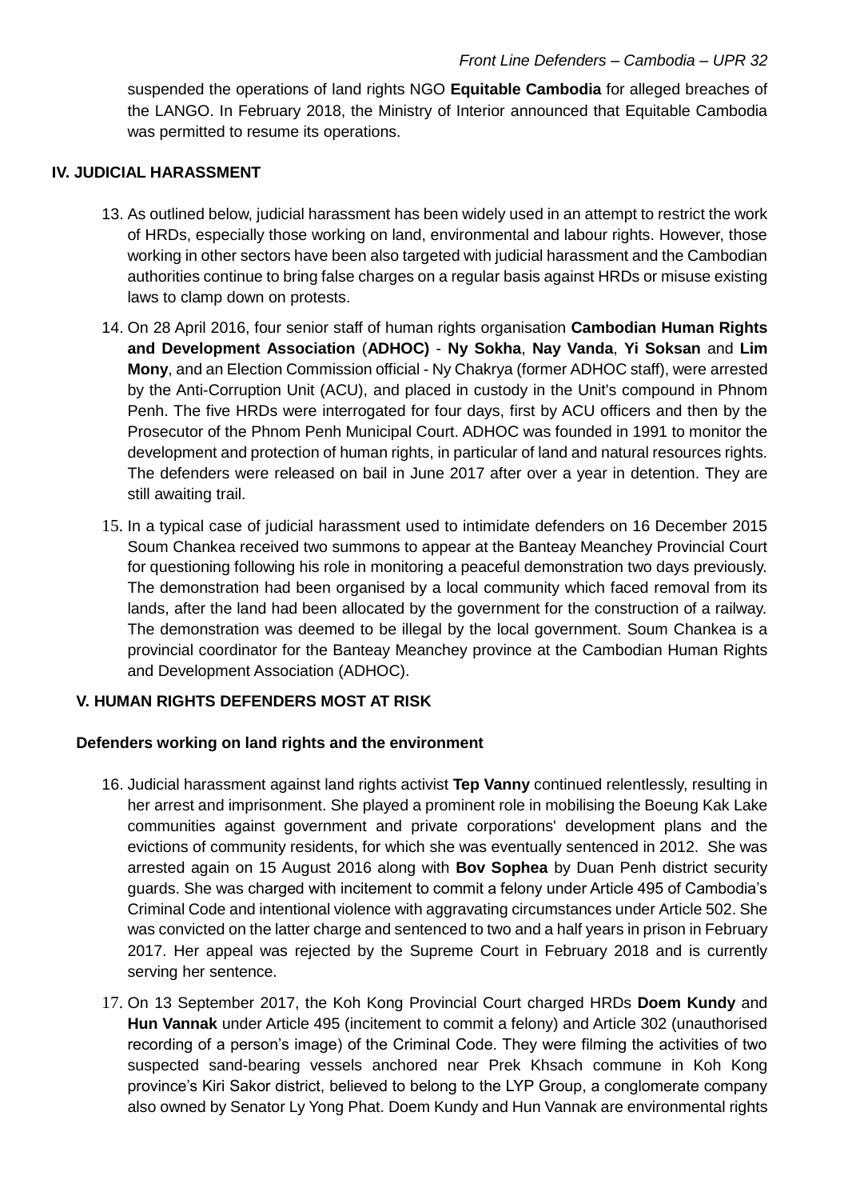suspended the operations of land rights NGO **Equitable Cambodia** for alleged breaches of the LANGO. In February 2018, the Ministry of Interior announced that Equitable Cambodia was permitted to resume its operations.

## IV. JUDICIAL HARASSMENT

13. As outlined below, judicial harassment has been widely used in an attempt to restrict the work of HRDs, especially those working on land, environmental and labour rights. However, those working in other sectors have been also targeted with judicial harassment and the Cambodian authorities continue to bring false charges on a regular basis against HRDs or misuse existing laws to clamp down on protests.

14. On 28 April 2016, four senior staff of human rights organisation **Cambodian Human Rights and Development Association** (**ADHOC)** - **Ny Sokha**, **Nay Vanda**, **Yi Soksan** and **Lim Mony**, and an Election Commission official - Ny Chakrya (former ADHOC staff), were arrested by the Anti-Corruption Unit (ACU), and placed in custody in the Unit's compound in Phnom Penh. The five HRDs were interrogated for four days, first by ACU officers and then by the Prosecutor of the Phnom Penh Municipal Court. ADHOC was founded in 1991 to monitor the development and protection of human rights, in particular of land and natural resources rights. The defenders were released on bail in June 2017 after over a year in detention. They are still awaiting trail.

15. In a typical case of judicial harassment used to intimidate defenders on 16 December 2015 Soum Chankea received two summons to appear at the Banteay Meanchey Provincial Court for questioning following his role in monitoring a peaceful demonstration two days previously. The demonstration had been organised by a local community which faced removal from its lands, after the land had been allocated by the government for the construction of a railway. The demonstration was deemed to be illegal by the local government. Soum Chankea is a provincial coordinator for the Banteay Meanchey province at the Cambodian Human Rights and Development Association (ADHOC).

## V. HUMAN RIGHTS DEFENDERS MOST AT RISK

### Defenders working on land rights and the environment

16. Judicial harassment against land rights activist **Tep Vanny** continued relentlessly, resulting in her arrest and imprisonment. She played a prominent role in mobilising the Boeung Kak Lake communities against government and private corporations' development plans and the evictions of community residents, for which she was eventually sentenced in 2012. She was arrested again on 15 August 2016 along with **Bov Sophea** by Duan Penh district security guards. She was charged with incitement to commit a felony under Article 495 of Cambodia's Criminal Code and intentional violence with aggravating circumstances under Article 502. She was convicted on the latter charge and sentenced to two and a half years in prison in February 2017. Her appeal was rejected by the Supreme Court in February 2018 and is currently serving her sentence.

17. On 13 September 2017, the Koh Kong Provincial Court charged HRDs **Doem Kundy** and **Hun Vannak** under Article 495 (incitement to commit a felony) and Article 302 (unauthorised recording of a person's image) of the Criminal Code. They were filming the activities of two suspected sand-bearing vessels anchored near Prek Khsach commune in Koh Kong province's Kiri Sakor district, believed to belong to the LYP Group, a conglomerate company also owned by Senator Ly Yong Phat. Doem Kundy and Hun Vannak are environmental rights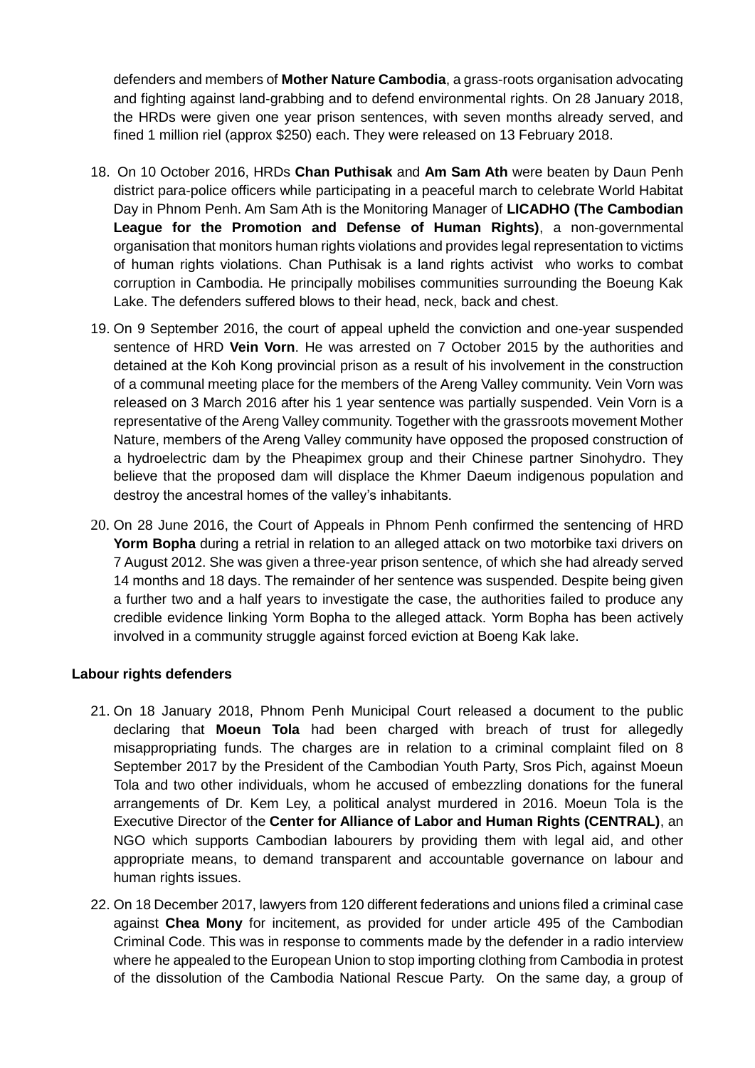defenders and members of **Mother Nature Cambodia**, a grass-roots organisation advocating and fighting against land-grabbing and to defend environmental rights. On 28 January 2018, the HRDs were given one year prison sentences, with seven months already served, and fined 1 million riel (approx $250) each. They were released on 13 February 2018.

18. On 10 October 2016, HRDs **Chan Puthisak** and **Am Sam Ath** were beaten by Daun Penh district para-police officers while participating in a peaceful march to celebrate World Habitat Day in Phnom Penh. Am Sam Ath is the Monitoring Manager of **LICADHO (The Cambodian League for the Promotion and Defense of Human Rights)**, a non-governmental organisation that monitors human rights violations and provides legal representation to victims of human rights violations. Chan Puthisak is a land rights activist who works to combat corruption in Cambodia. He principally mobilises communities surrounding the Boeung Kak Lake. The defenders suffered blows to their head, neck, back and chest.

19. On 9 September 2016, the court of appeal upheld the conviction and one-year suspended sentence of HRD **Vein Vorn**. He was arrested on 7 October 2015 by the authorities and detained at the Koh Kong provincial prison as a result of his involvement in the construction of a communal meeting place for the members of the Areng Valley community. Vein Vorn was released on 3 March 2016 after his 1 year sentence was partially suspended. Vein Vorn is a representative of the Areng Valley community. Together with the grassroots movement Mother Nature, members of the Areng Valley community have opposed the proposed construction of a hydroelectric dam by the Pheapimex group and their Chinese partner Sinohydro. They believe that the proposed dam will displace the Khmer Daeum indigenous population and destroy the ancestral homes of the valley's inhabitants.

20. On 28 June 2016, the Court of Appeals in Phnom Penh confirmed the sentencing of HRD **Yorm Bopha** during a retrial in relation to an alleged attack on two motorbike taxi drivers on 7 August 2012. She was given a three-year prison sentence, of which she had already served 14 months and 18 days. The remainder of her sentence was suspended. Despite being given a further two and a half years to investigate the case, the authorities failed to produce any credible evidence linking Yorm Bopha to the alleged attack. Yorm Bopha has been actively involved in a community struggle against forced eviction at Boeng Kak lake.

**Labour rights defenders**

21. On 18 January 2018, Phnom Penh Municipal Court released a document to the public declaring that **Moeun Tola** had been charged with breach of trust for allegedly misappropriating funds. The charges are in relation to a criminal complaint filed on 8 September 2017 by the President of the Cambodian Youth Party, Sros Pich, against Moeun Tola and two other individuals, whom he accused of embezzling donations for the funeral arrangements of Dr. Kem Ley, a political analyst murdered in 2016. Moeun Tola is the Executive Director of the **Center for Alliance of Labor and Human Rights (CENTRAL)**, an NGO which supports Cambodian labourers by providing them with legal aid, and other appropriate means, to demand transparent and accountable governance on labour and human rights issues.

22. On 18 December 2017, lawyers from 120 different federations and unions filed a criminal case against **Chea Mony** for incitement, as provided for under article 495 of the Cambodian Criminal Code. This was in response to comments made by the defender in a radio interview where he appealed to the European Union to stop importing clothing from Cambodia in protest of the dissolution of the Cambodia National Rescue Party. On the same day, a group of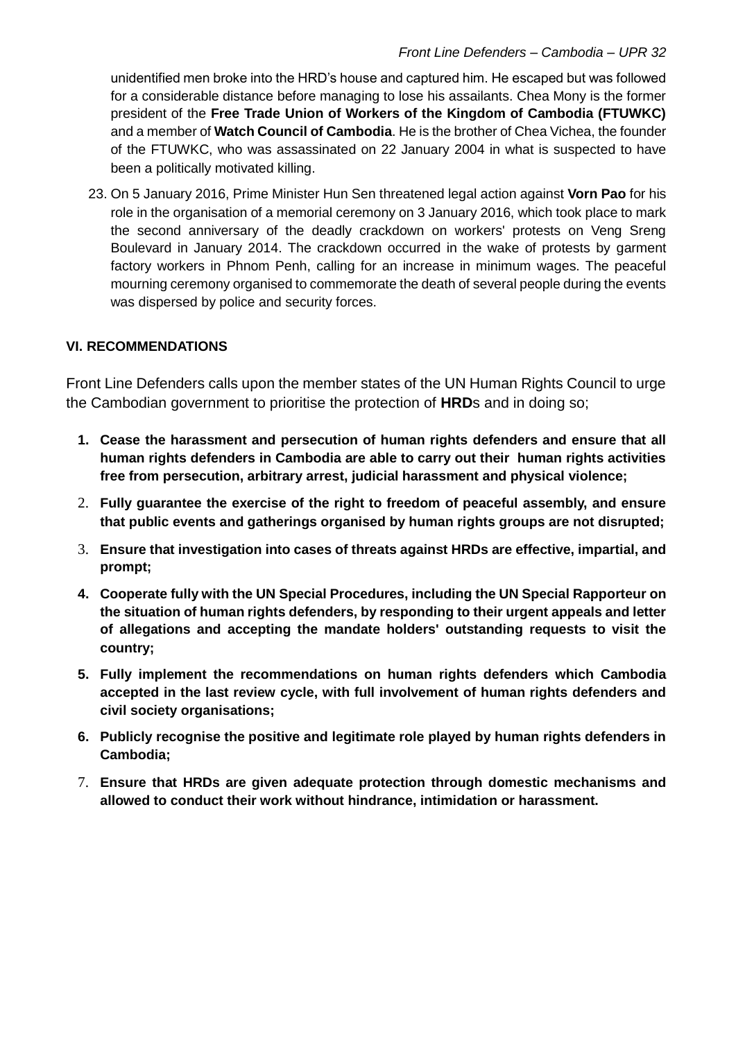unidentified men broke into the HRD's house and captured him. He escaped but was followed for a considerable distance before managing to lose his assailants. Chea Mony is the former president of the **Free Trade Union of Workers of the Kingdom of Cambodia (FTUWKC)** and a member of **Watch Council of Cambodia**. He is the brother of Chea Vichea, the founder of the FTUWKC, who was assassinated on 22 January 2004 in what is suspected to have been a politically motivated killing.

23. On 5 January 2016, Prime Minister Hun Sen threatened legal action against **Vorn Pao** for his role in the organisation of a memorial ceremony on 3 January 2016, which took place to mark the second anniversary of the deadly crackdown on workers' protests on Veng Sreng Boulevard in January 2014. The crackdown occurred in the wake of protests by garment factory workers in Phnom Penh, calling for an increase in minimum wages. The peaceful mourning ceremony organised to commemorate the death of several people during the events was dispersed by police and security forces.

## VI. RECOMMENDATIONS

Front Line Defenders calls upon the member states of the UN Human Rights Council to urge the Cambodian government to prioritise the protection of **HRD**s and in doing so;

1. **Cease the harassment and persecution of human rights defenders and ensure that all human rights defenders in Cambodia are able to carry out their human rights activities free from persecution, arbitrary arrest, judicial harassment and physical violence;**
2. **Fully guarantee the exercise of the right to freedom of peaceful assembly, and ensure that public events and gatherings organised by human rights groups are not disrupted;**
3. **Ensure that investigation into cases of threats against HRDs are effective, impartial, and prompt;**
4. **Cooperate fully with the UN Special Procedures, including the UN Special Rapporteur on the situation of human rights defenders, by responding to their urgent appeals and letter of allegations and accepting the mandate holders' outstanding requests to visit the country;**
5. **Fully implement the recommendations on human rights defenders which Cambodia accepted in the last review cycle, with full involvement of human rights defenders and civil society organisations;**
6. **Publicly recognise the positive and legitimate role played by human rights defenders in Cambodia;**
7. **Ensure that HRDs are given adequate protection through domestic mechanisms and allowed to conduct their work without hindrance, intimidation or harassment.**